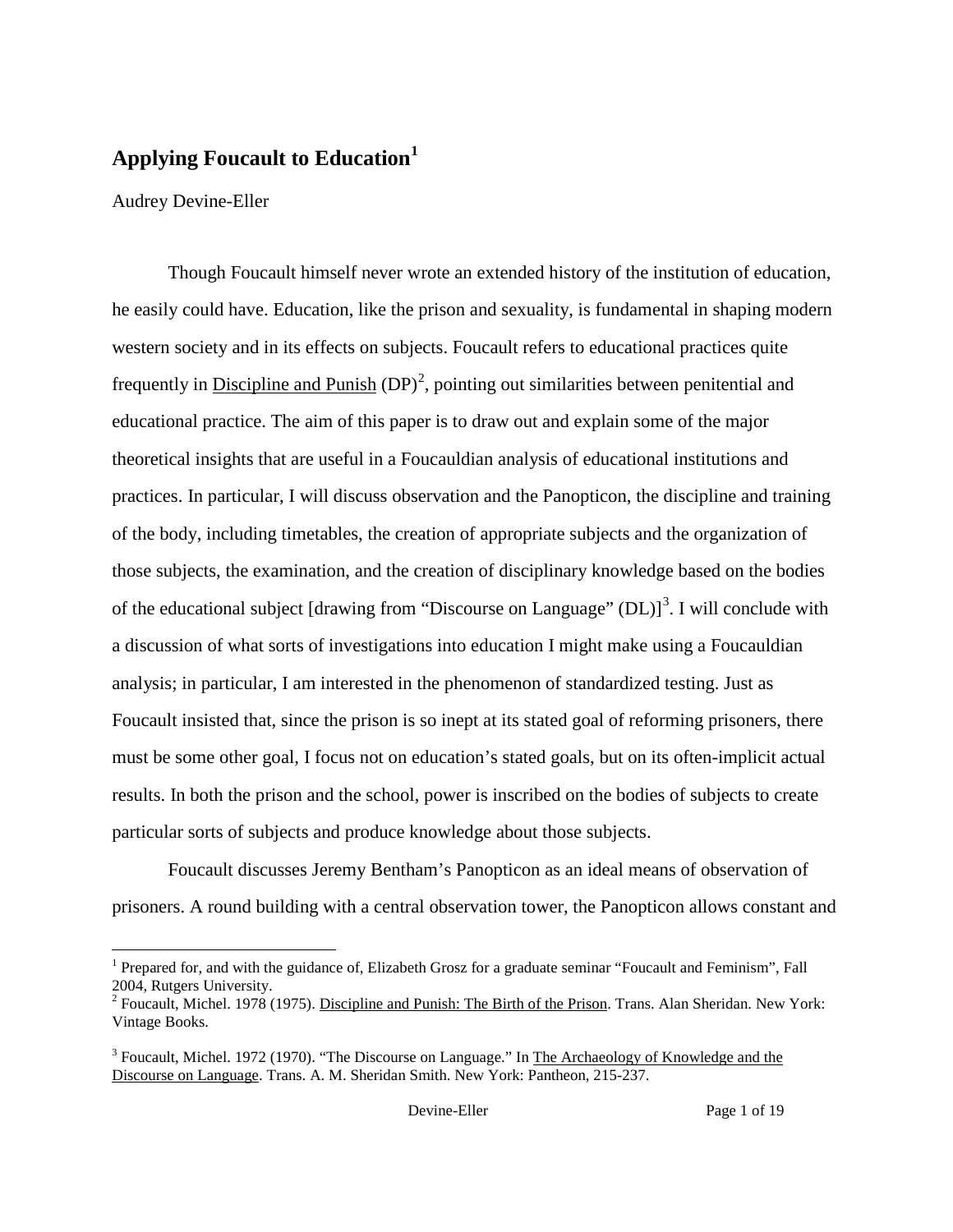# Applying Foucault to Education[1]

Audrey Devine-Eller

Though Foucault himself never wrote an extended history of the institution of education, he easily could have. Education, like the prison and sexuality, is fundamental in shaping modern western society and in its effects on subjects. Foucault refers to educational practices quite frequently in Discipline and Punish (DP)[2], pointing out similarities between penitential and educational practice. The aim of this paper is to draw out and explain some of the major theoretical insights that are useful in a Foucauldian analysis of educational institutions and practices. In particular, I will discuss observation and the Panopticon, the discipline and training of the body, including timetables, the creation of appropriate subjects and the organization of those subjects, the examination, and the creation of disciplinary knowledge based on the bodies of the educational subject [drawing from "Discourse on Language" (DL)][3]. I will conclude with a discussion of what sorts of investigations into education I might make using a Foucauldian analysis; in particular, I am interested in the phenomenon of standardized testing. Just as Foucault insisted that, since the prison is so inept at its stated goal of reforming prisoners, there must be some other goal, I focus not on education's stated goals, but on its often-implicit actual results. In both the prison and the school, power is inscribed on the bodies of subjects to create particular sorts of subjects and produce knowledge about those subjects.

Foucault discusses Jeremy Bentham's Panopticon as an ideal means of observation of prisoners. A round building with a central observation tower, the Panopticon allows constant and

---

[1] Prepared for, and with the guidance of, Elizabeth Grosz for a graduate seminar "Foucault and Feminism", Fall 2004, Rutgers University.

[2] Foucault, Michel. 1978 (1975). Discipline and Punish: The Birth of the Prison. Trans. Alan Sheridan. New York: Vintage Books.

[3] Foucault, Michel. 1972 (1970). "The Discourse on Language." In The Archaeology of Knowledge and the Discourse on Language. Trans. A. M. Sheridan Smith. New York: Pantheon, 215-237.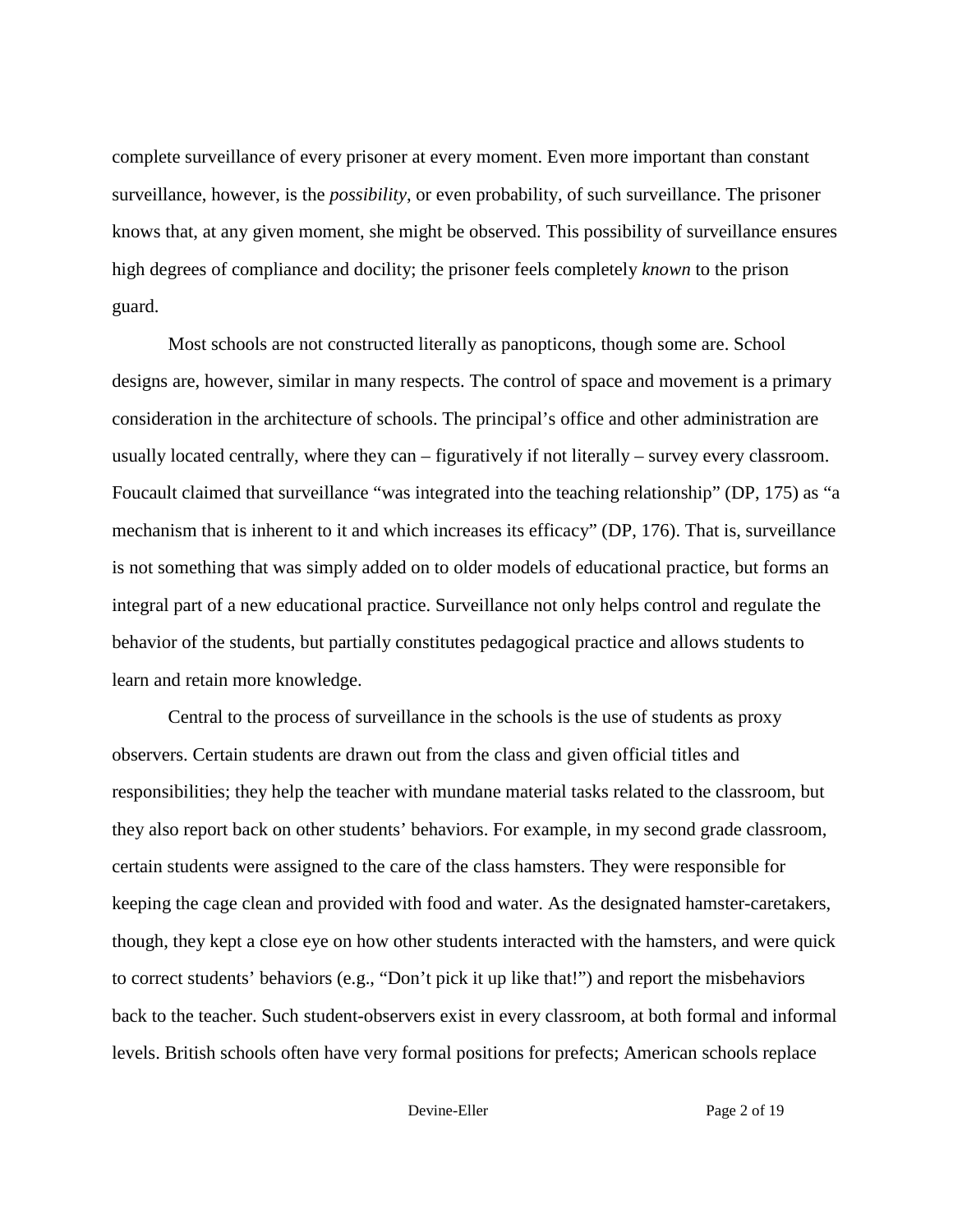complete surveillance of every prisoner at every moment. Even more important than constant surveillance, however, is the *possibility*, or even probability, of such surveillance. The prisoner knows that, at any given moment, she might be observed. This possibility of surveillance ensures high degrees of compliance and docility; the prisoner feels completely *known* to the prison guard.

Most schools are not constructed literally as panopticons, though some are. School designs are, however, similar in many respects. The control of space and movement is a primary consideration in the architecture of schools. The principal's office and other administration are usually located centrally, where they can – figuratively if not literally – survey every classroom. Foucault claimed that surveillance "was integrated into the teaching relationship" (DP, 175) as "a mechanism that is inherent to it and which increases its efficacy" (DP, 176). That is, surveillance is not something that was simply added on to older models of educational practice, but forms an integral part of a new educational practice. Surveillance not only helps control and regulate the behavior of the students, but partially constitutes pedagogical practice and allows students to learn and retain more knowledge.

Central to the process of surveillance in the schools is the use of students as proxy observers. Certain students are drawn out from the class and given official titles and responsibilities; they help the teacher with mundane material tasks related to the classroom, but they also report back on other students' behaviors. For example, in my second grade classroom, certain students were assigned to the care of the class hamsters. They were responsible for keeping the cage clean and provided with food and water. As the designated hamster-caretakers, though, they kept a close eye on how other students interacted with the hamsters, and were quick to correct students' behaviors (e.g., "Don't pick it up like that!") and report the misbehaviors back to the teacher. Such student-observers exist in every classroom, at both formal and informal levels. British schools often have very formal positions for prefects; American schools replace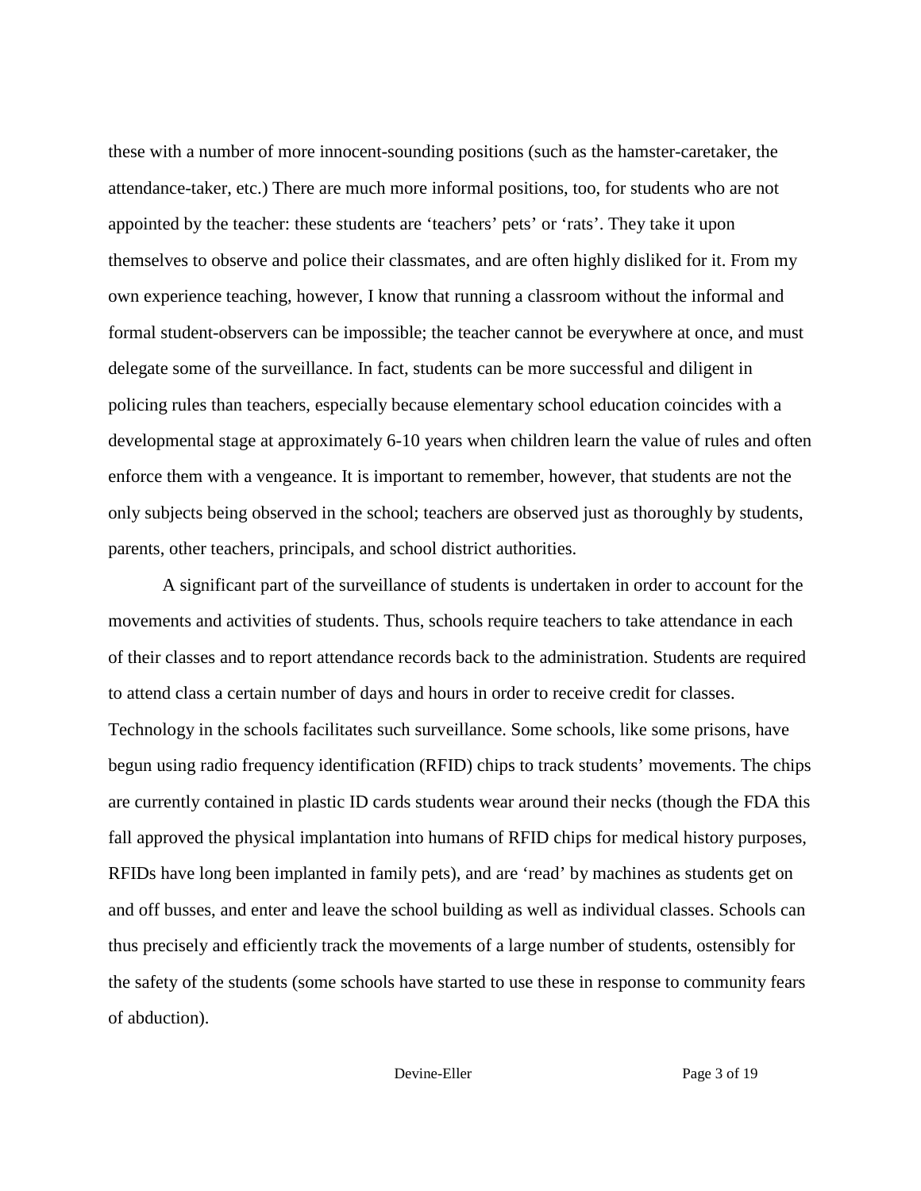these with a number of more innocent-sounding positions (such as the hamster-caretaker, the attendance-taker, etc.) There are much more informal positions, too, for students who are not appointed by the teacher: these students are 'teachers' pets' or 'rats'. They take it upon themselves to observe and police their classmates, and are often highly disliked for it. From my own experience teaching, however, I know that running a classroom without the informal and formal student-observers can be impossible; the teacher cannot be everywhere at once, and must delegate some of the surveillance. In fact, students can be more successful and diligent in policing rules than teachers, especially because elementary school education coincides with a developmental stage at approximately 6-10 years when children learn the value of rules and often enforce them with a vengeance. It is important to remember, however, that students are not the only subjects being observed in the school; teachers are observed just as thoroughly by students, parents, other teachers, principals, and school district authorities.

A significant part of the surveillance of students is undertaken in order to account for the movements and activities of students. Thus, schools require teachers to take attendance in each of their classes and to report attendance records back to the administration. Students are required to attend class a certain number of days and hours in order to receive credit for classes. Technology in the schools facilitates such surveillance. Some schools, like some prisons, have begun using radio frequency identification (RFID) chips to track students' movements. The chips are currently contained in plastic ID cards students wear around their necks (though the FDA this fall approved the physical implantation into humans of RFID chips for medical history purposes, RFIDs have long been implanted in family pets), and are 'read' by machines as students get on and off busses, and enter and leave the school building as well as individual classes. Schools can thus precisely and efficiently track the movements of a large number of students, ostensibly for the safety of the students (some schools have started to use these in response to community fears of abduction).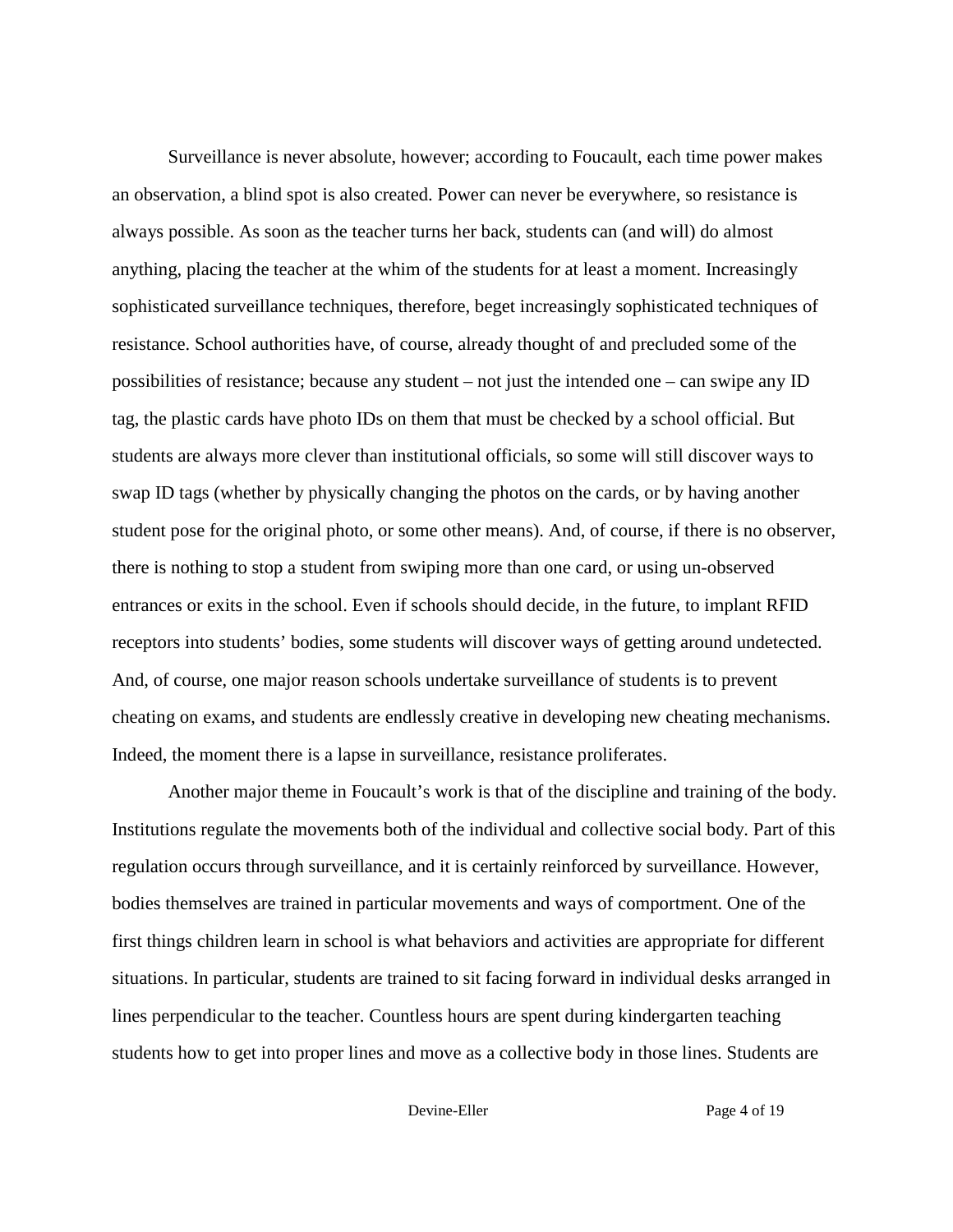Surveillance is never absolute, however; according to Foucault, each time power makes an observation, a blind spot is also created. Power can never be everywhere, so resistance is always possible. As soon as the teacher turns her back, students can (and will) do almost anything, placing the teacher at the whim of the students for at least a moment. Increasingly sophisticated surveillance techniques, therefore, beget increasingly sophisticated techniques of resistance. School authorities have, of course, already thought of and precluded some of the possibilities of resistance; because any student – not just the intended one – can swipe any ID tag, the plastic cards have photo IDs on them that must be checked by a school official. But students are always more clever than institutional officials, so some will still discover ways to swap ID tags (whether by physically changing the photos on the cards, or by having another student pose for the original photo, or some other means). And, of course, if there is no observer, there is nothing to stop a student from swiping more than one card, or using un-observed entrances or exits in the school. Even if schools should decide, in the future, to implant RFID receptors into students' bodies, some students will discover ways of getting around undetected. And, of course, one major reason schools undertake surveillance of students is to prevent cheating on exams, and students are endlessly creative in developing new cheating mechanisms. Indeed, the moment there is a lapse in surveillance, resistance proliferates.

Another major theme in Foucault's work is that of the discipline and training of the body. Institutions regulate the movements both of the individual and collective social body. Part of this regulation occurs through surveillance, and it is certainly reinforced by surveillance. However, bodies themselves are trained in particular movements and ways of comportment. One of the first things children learn in school is what behaviors and activities are appropriate for different situations. In particular, students are trained to sit facing forward in individual desks arranged in lines perpendicular to the teacher. Countless hours are spent during kindergarten teaching students how to get into proper lines and move as a collective body in those lines. Students are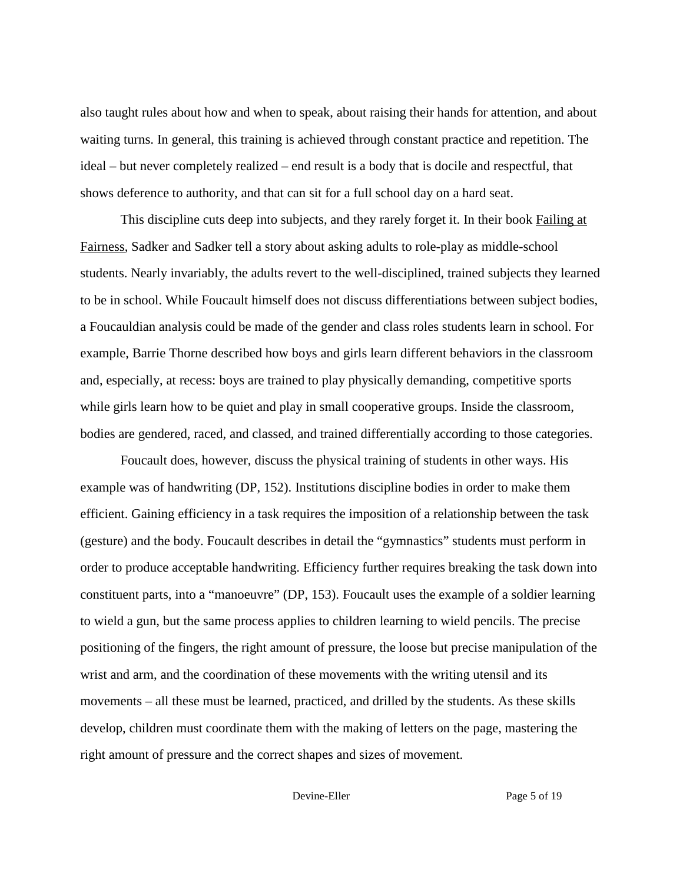also taught rules about how and when to speak, about raising their hands for attention, and about waiting turns. In general, this training is achieved through constant practice and repetition. The ideal – but never completely realized – end result is a body that is docile and respectful, that shows deference to authority, and that can sit for a full school day on a hard seat.

This discipline cuts deep into subjects, and they rarely forget it. In their book <u>Failing at Fairness</u>, Sadker and Sadker tell a story about asking adults to role-play as middle-school students. Nearly invariably, the adults revert to the well-disciplined, trained subjects they learned to be in school. While Foucault himself does not discuss differentiations between subject bodies, a Foucauldian analysis could be made of the gender and class roles students learn in school. For example, Barrie Thorne described how boys and girls learn different behaviors in the classroom and, especially, at recess: boys are trained to play physically demanding, competitive sports while girls learn how to be quiet and play in small cooperative groups. Inside the classroom, bodies are gendered, raced, and classed, and trained differentially according to those categories.

Foucault does, however, discuss the physical training of students in other ways. His example was of handwriting (DP, 152). Institutions discipline bodies in order to make them efficient. Gaining efficiency in a task requires the imposition of a relationship between the task (gesture) and the body. Foucault describes in detail the "gymnastics" students must perform in order to produce acceptable handwriting. Efficiency further requires breaking the task down into constituent parts, into a "manoeuvre" (DP, 153). Foucault uses the example of a soldier learning to wield a gun, but the same process applies to children learning to wield pencils. The precise positioning of the fingers, the right amount of pressure, the loose but precise manipulation of the wrist and arm, and the coordination of these movements with the writing utensil and its movements – all these must be learned, practiced, and drilled by the students. As these skills develop, children must coordinate them with the making of letters on the page, mastering the right amount of pressure and the correct shapes and sizes of movement.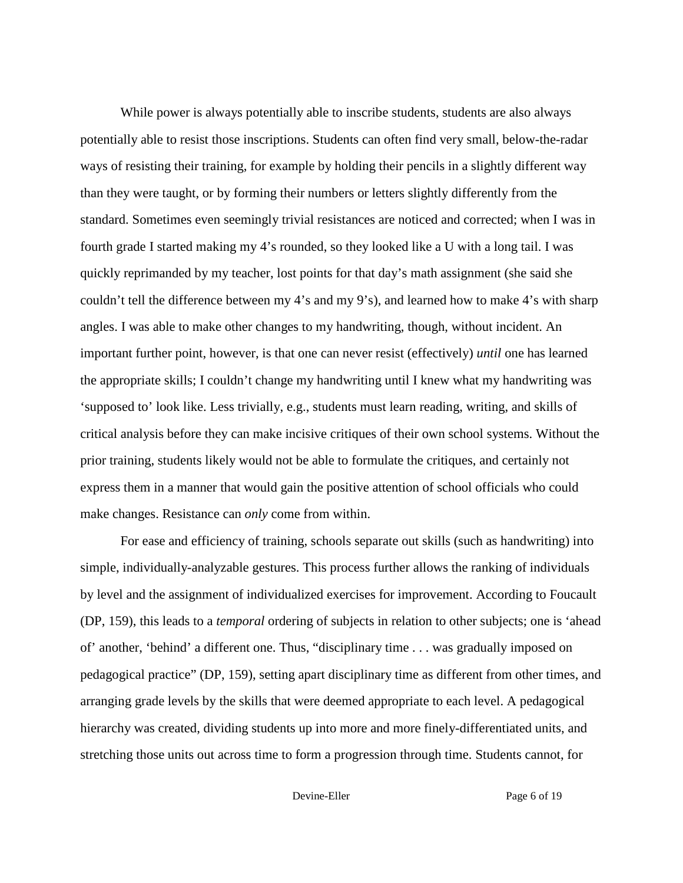While power is always potentially able to inscribe students, students are also always potentially able to resist those inscriptions. Students can often find very small, below-the-radar ways of resisting their training, for example by holding their pencils in a slightly different way than they were taught, or by forming their numbers or letters slightly differently from the standard. Sometimes even seemingly trivial resistances are noticed and corrected; when I was in fourth grade I started making my 4's rounded, so they looked like a U with a long tail. I was quickly reprimanded by my teacher, lost points for that day's math assignment (she said she couldn't tell the difference between my 4's and my 9's), and learned how to make 4's with sharp angles. I was able to make other changes to my handwriting, though, without incident. An important further point, however, is that one can never resist (effectively) *until* one has learned the appropriate skills; I couldn't change my handwriting until I knew what my handwriting was 'supposed to' look like. Less trivially, e.g., students must learn reading, writing, and skills of critical analysis before they can make incisive critiques of their own school systems. Without the prior training, students likely would not be able to formulate the critiques, and certainly not express them in a manner that would gain the positive attention of school officials who could make changes. Resistance can *only* come from within.

For ease and efficiency of training, schools separate out skills (such as handwriting) into simple, individually-analyzable gestures. This process further allows the ranking of individuals by level and the assignment of individualized exercises for improvement. According to Foucault (DP, 159), this leads to a *temporal* ordering of subjects in relation to other subjects; one is 'ahead of' another, 'behind' a different one. Thus, "disciplinary time . . . was gradually imposed on pedagogical practice" (DP, 159), setting apart disciplinary time as different from other times, and arranging grade levels by the skills that were deemed appropriate to each level. A pedagogical hierarchy was created, dividing students up into more and more finely-differentiated units, and stretching those units out across time to form a progression through time. Students cannot, for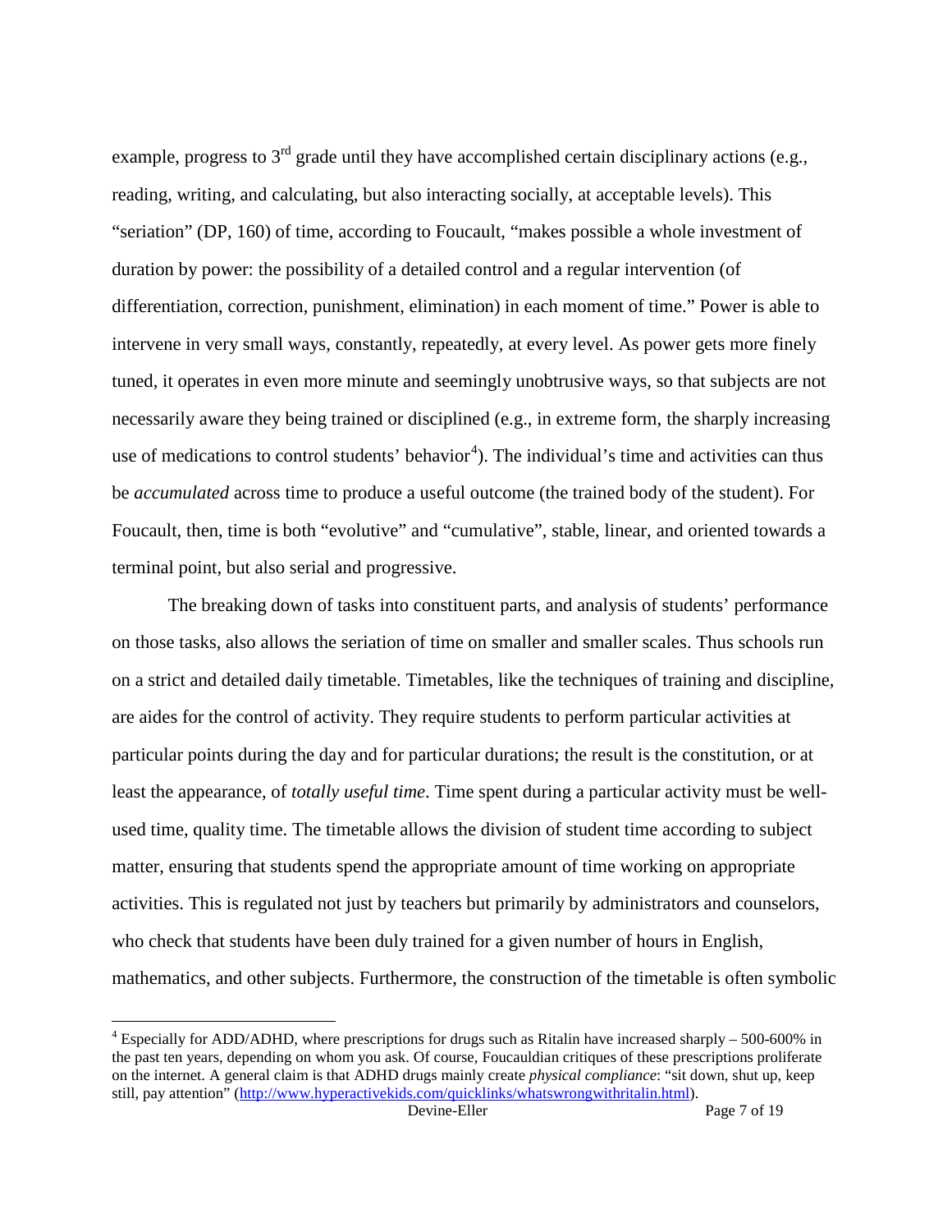example, progress to 3rd grade until they have accomplished certain disciplinary actions (e.g., reading, writing, and calculating, but also interacting socially, at acceptable levels). This “seriation” (DP, 160) of time, according to Foucault, “makes possible a whole investment of duration by power: the possibility of a detailed control and a regular intervention (of differentiation, correction, punishment, elimination) in each moment of time.” Power is able to intervene in very small ways, constantly, repeatedly, at every level. As power gets more finely tuned, it operates in even more minute and seemingly unobtrusive ways, so that subjects are not necessarily aware they being trained or disciplined (e.g., in extreme form, the sharply increasing use of medications to control students’ behavior[4]). The individual’s time and activities can thus be *accumulated* across time to produce a useful outcome (the trained body of the student). For Foucault, then, time is both “evolutive” and “cumulative”, stable, linear, and oriented towards a terminal point, but also serial and progressive.

The breaking down of tasks into constituent parts, and analysis of students’ performance on those tasks, also allows the seriation of time on smaller and smaller scales. Thus schools run on a strict and detailed daily timetable. Timetables, like the techniques of training and discipline, are aides for the control of activity. They require students to perform particular activities at particular points during the day and for particular durations; the result is the constitution, or at least the appearance, of *totally useful time*. Time spent during a particular activity must be well-used time, quality time. The timetable allows the division of student time according to subject matter, ensuring that students spend the appropriate amount of time working on appropriate activities. This is regulated not just by teachers but primarily by administrators and counselors, who check that students have been duly trained for a given number of hours in English, mathematics, and other subjects. Furthermore, the construction of the timetable is often symbolic

---

[4] Especially for ADD/ADHD, where prescriptions for drugs such as Ritalin have increased sharply – 500-600% in the past ten years, depending on whom you ask. Of course, Foucauldian critiques of these prescriptions proliferate on the internet. A general claim is that ADHD drugs mainly create *physical compliance*: “sit down, shut up, keep still, pay attention” (http://www.hyperactivekids.com/quicklinks/whatswrongwithritalin.html).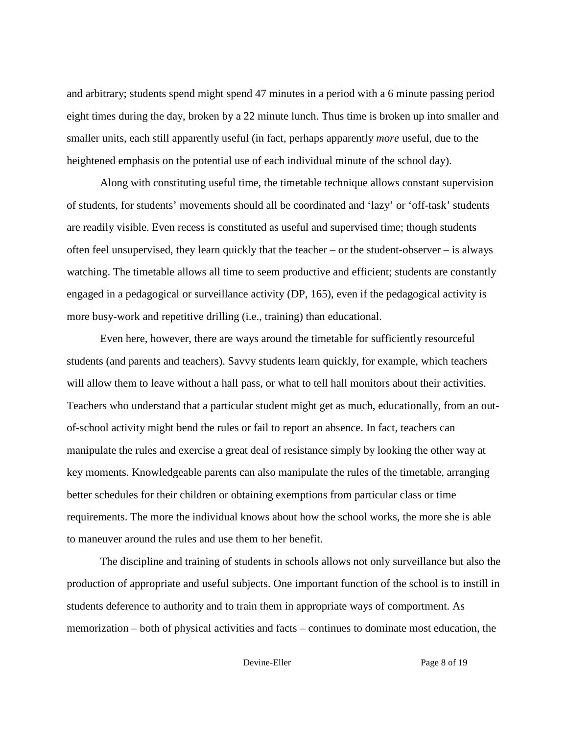and arbitrary; students spend might spend 47 minutes in a period with a 6 minute passing period eight times during the day, broken by a 22 minute lunch. Thus time is broken up into smaller and smaller units, each still apparently useful (in fact, perhaps apparently *more* useful, due to the heightened emphasis on the potential use of each individual minute of the school day).

Along with constituting useful time, the timetable technique allows constant supervision of students, for students' movements should all be coordinated and 'lazy' or 'off-task' students are readily visible. Even recess is constituted as useful and supervised time; though students often feel unsupervised, they learn quickly that the teacher – or the student-observer – is always watching. The timetable allows all time to seem productive and efficient; students are constantly engaged in a pedagogical or surveillance activity (DP, 165), even if the pedagogical activity is more busy-work and repetitive drilling (i.e., training) than educational.

Even here, however, there are ways around the timetable for sufficiently resourceful students (and parents and teachers). Savvy students learn quickly, for example, which teachers will allow them to leave without a hall pass, or what to tell hall monitors about their activities. Teachers who understand that a particular student might get as much, educationally, from an out-of-school activity might bend the rules or fail to report an absence. In fact, teachers can manipulate the rules and exercise a great deal of resistance simply by looking the other way at key moments. Knowledgeable parents can also manipulate the rules of the timetable, arranging better schedules for their children or obtaining exemptions from particular class or time requirements. The more the individual knows about how the school works, the more she is able to maneuver around the rules and use them to her benefit.

The discipline and training of students in schools allows not only surveillance but also the production of appropriate and useful subjects. One important function of the school is to instill in students deference to authority and to train them in appropriate ways of comportment. As memorization – both of physical activities and facts – continues to dominate most education, the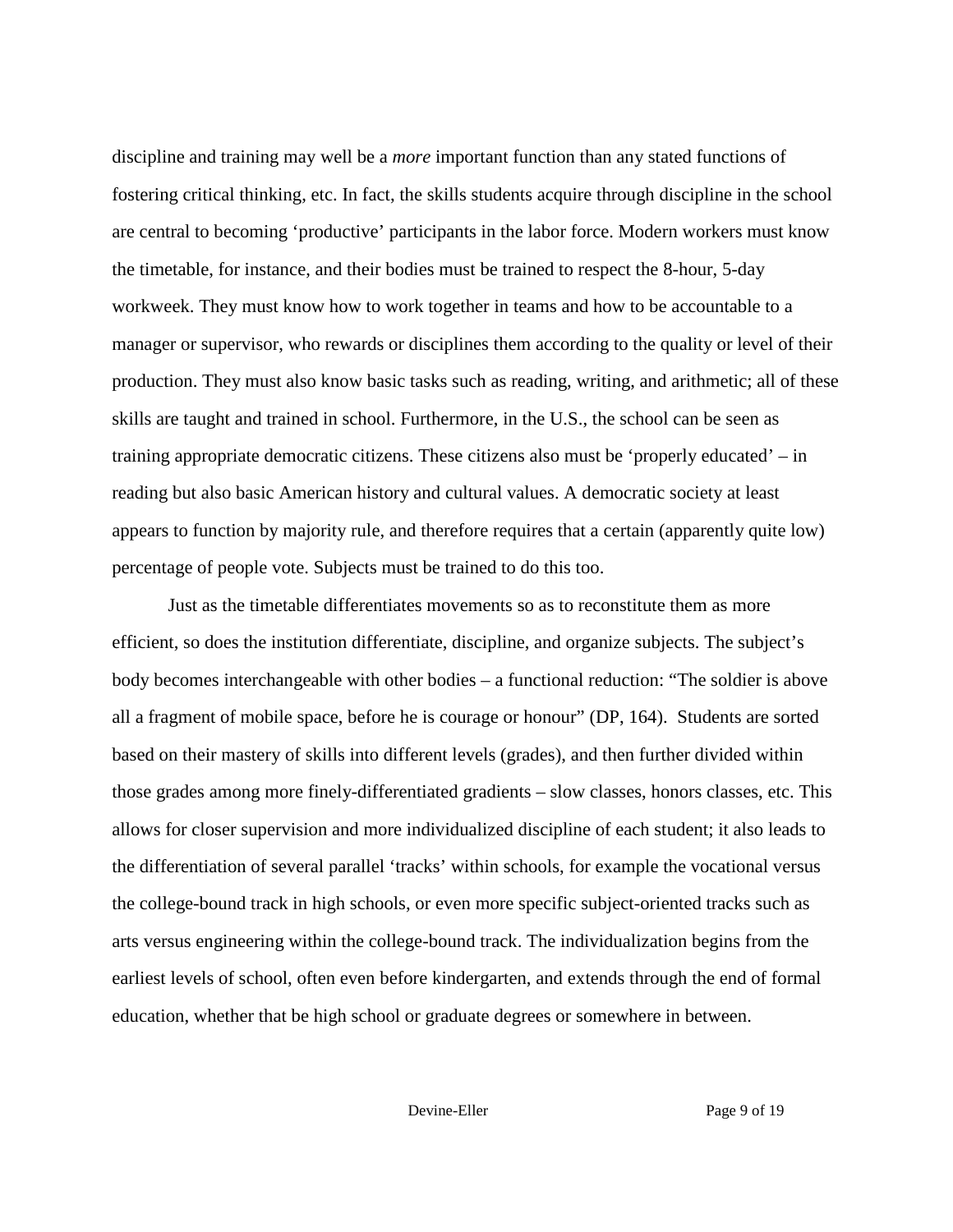discipline and training may well be a *more* important function than any stated functions of fostering critical thinking, etc. In fact, the skills students acquire through discipline in the school are central to becoming 'productive' participants in the labor force. Modern workers must know the timetable, for instance, and their bodies must be trained to respect the 8-hour, 5-day workweek. They must know how to work together in teams and how to be accountable to a manager or supervisor, who rewards or disciplines them according to the quality or level of their production. They must also know basic tasks such as reading, writing, and arithmetic; all of these skills are taught and trained in school. Furthermore, in the U.S., the school can be seen as training appropriate democratic citizens. These citizens also must be 'properly educated' – in reading but also basic American history and cultural values. A democratic society at least appears to function by majority rule, and therefore requires that a certain (apparently quite low) percentage of people vote. Subjects must be trained to do this too.

Just as the timetable differentiates movements so as to reconstitute them as more efficient, so does the institution differentiate, discipline, and organize subjects. The subject's body becomes interchangeable with other bodies – a functional reduction: "The soldier is above all a fragment of mobile space, before he is courage or honour" (DP, 164). Students are sorted based on their mastery of skills into different levels (grades), and then further divided within those grades among more finely-differentiated gradients – slow classes, honors classes, etc. This allows for closer supervision and more individualized discipline of each student; it also leads to the differentiation of several parallel 'tracks' within schools, for example the vocational versus the college-bound track in high schools, or even more specific subject-oriented tracks such as arts versus engineering within the college-bound track. The individualization begins from the earliest levels of school, often even before kindergarten, and extends through the end of formal education, whether that be high school or graduate degrees or somewhere in between.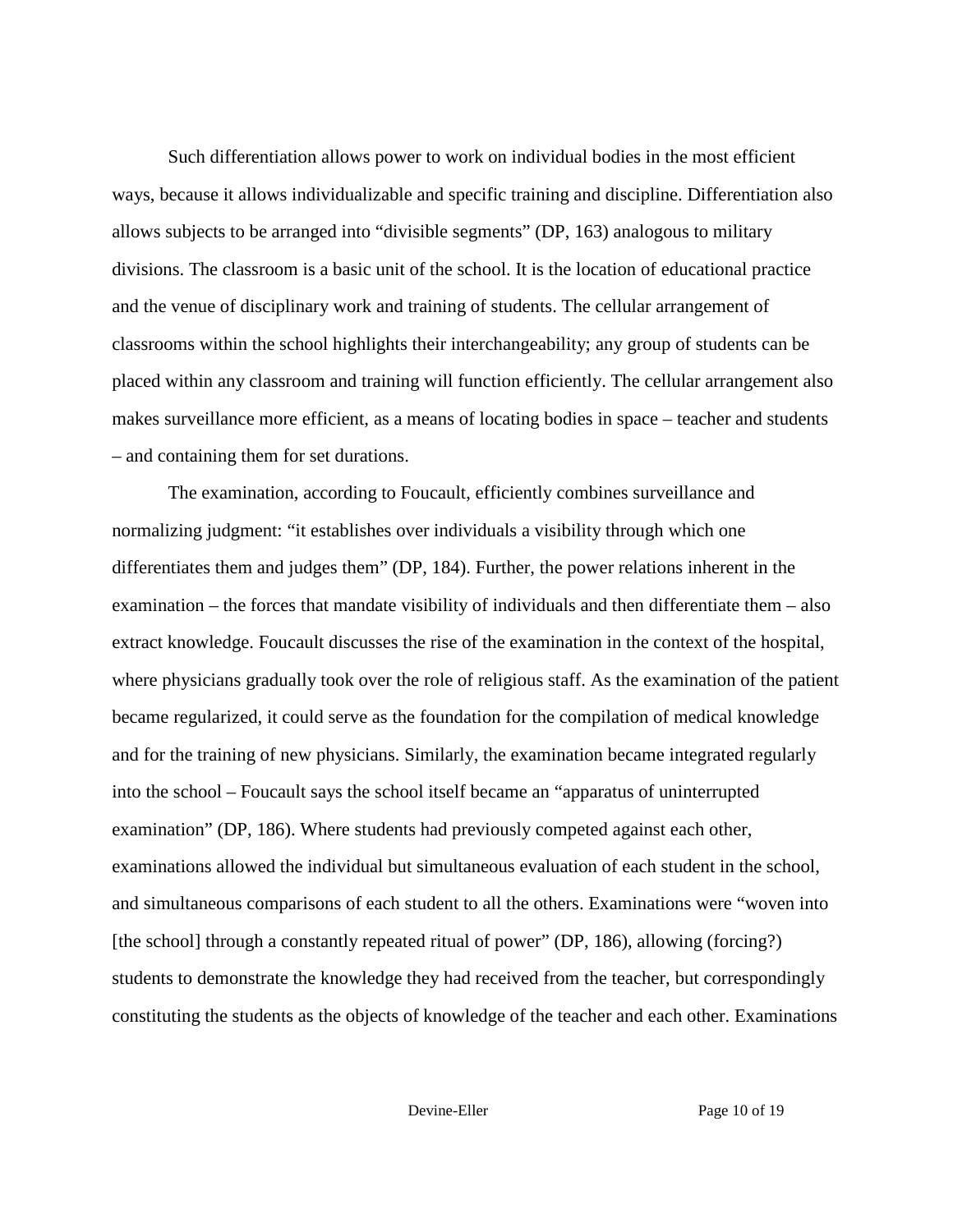Such differentiation allows power to work on individual bodies in the most efficient ways, because it allows individualizable and specific training and discipline. Differentiation also allows subjects to be arranged into "divisible segments" (DP, 163) analogous to military divisions. The classroom is a basic unit of the school. It is the location of educational practice and the venue of disciplinary work and training of students. The cellular arrangement of classrooms within the school highlights their interchangeability; any group of students can be placed within any classroom and training will function efficiently. The cellular arrangement also makes surveillance more efficient, as a means of locating bodies in space – teacher and students – and containing them for set durations.

The examination, according to Foucault, efficiently combines surveillance and normalizing judgment: "it establishes over individuals a visibility through which one differentiates them and judges them" (DP, 184). Further, the power relations inherent in the examination – the forces that mandate visibility of individuals and then differentiate them – also extract knowledge. Foucault discusses the rise of the examination in the context of the hospital, where physicians gradually took over the role of religious staff. As the examination of the patient became regularized, it could serve as the foundation for the compilation of medical knowledge and for the training of new physicians. Similarly, the examination became integrated regularly into the school – Foucault says the school itself became an "apparatus of uninterrupted examination" (DP, 186). Where students had previously competed against each other, examinations allowed the individual but simultaneous evaluation of each student in the school, and simultaneous comparisons of each student to all the others. Examinations were "woven into [the school] through a constantly repeated ritual of power" (DP, 186), allowing (forcing?) students to demonstrate the knowledge they had received from the teacher, but correspondingly constituting the students as the objects of knowledge of the teacher and each other. Examinations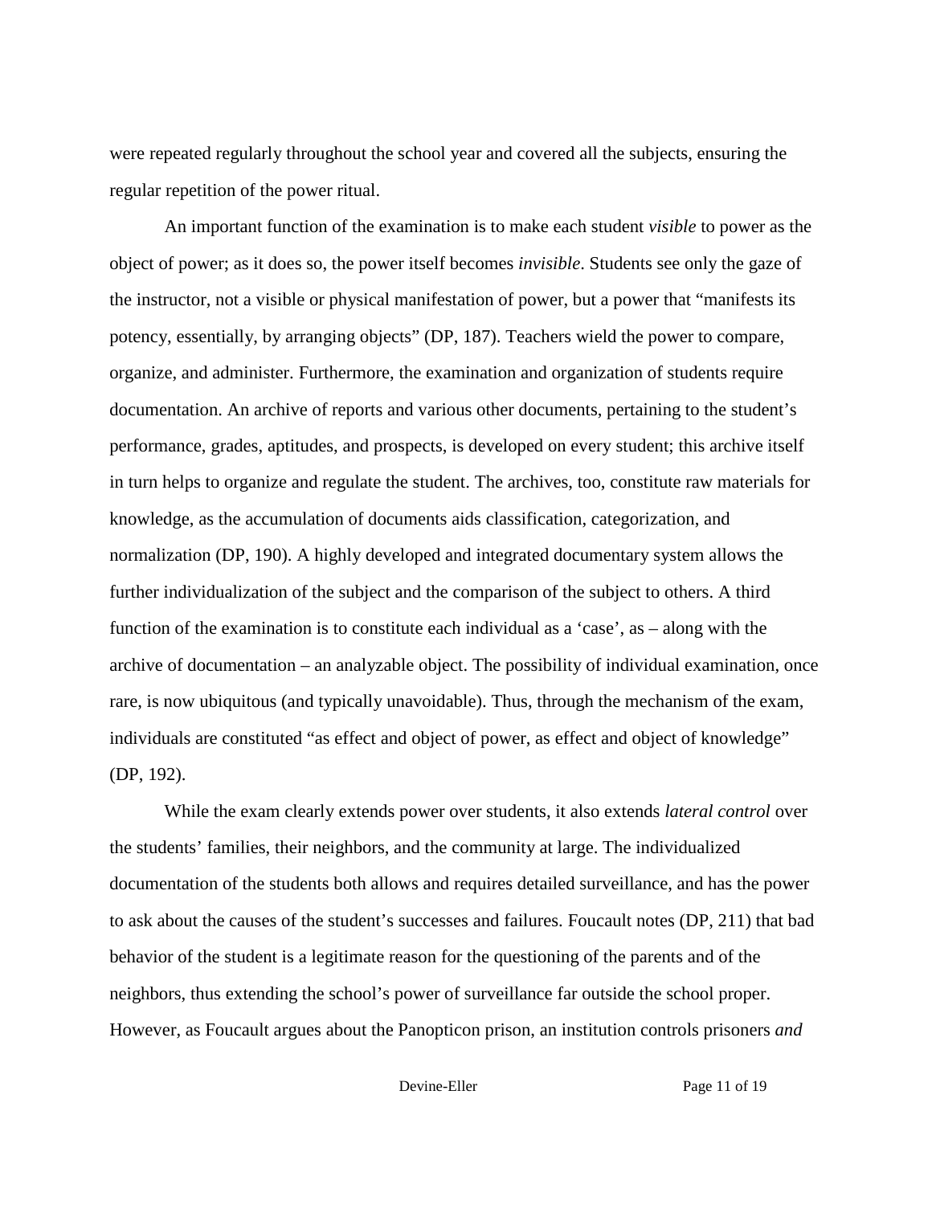were repeated regularly throughout the school year and covered all the subjects, ensuring the regular repetition of the power ritual.

An important function of the examination is to make each student *visible* to power as the object of power; as it does so, the power itself becomes *invisible*. Students see only the gaze of the instructor, not a visible or physical manifestation of power, but a power that "manifests its potency, essentially, by arranging objects" (DP, 187). Teachers wield the power to compare, organize, and administer. Furthermore, the examination and organization of students require documentation. An archive of reports and various other documents, pertaining to the student's performance, grades, aptitudes, and prospects, is developed on every student; this archive itself in turn helps to organize and regulate the student. The archives, too, constitute raw materials for knowledge, as the accumulation of documents aids classification, categorization, and normalization (DP, 190). A highly developed and integrated documentary system allows the further individualization of the subject and the comparison of the subject to others. A third function of the examination is to constitute each individual as a 'case', as – along with the archive of documentation – an analyzable object. The possibility of individual examination, once rare, is now ubiquitous (and typically unavoidable). Thus, through the mechanism of the exam, individuals are constituted "as effect and object of power, as effect and object of knowledge" (DP, 192).

While the exam clearly extends power over students, it also extends *lateral control* over the students' families, their neighbors, and the community at large. The individualized documentation of the students both allows and requires detailed surveillance, and has the power to ask about the causes of the student's successes and failures. Foucault notes (DP, 211) that bad behavior of the student is a legitimate reason for the questioning of the parents and of the neighbors, thus extending the school's power of surveillance far outside the school proper. However, as Foucault argues about the Panopticon prison, an institution controls prisoners *and*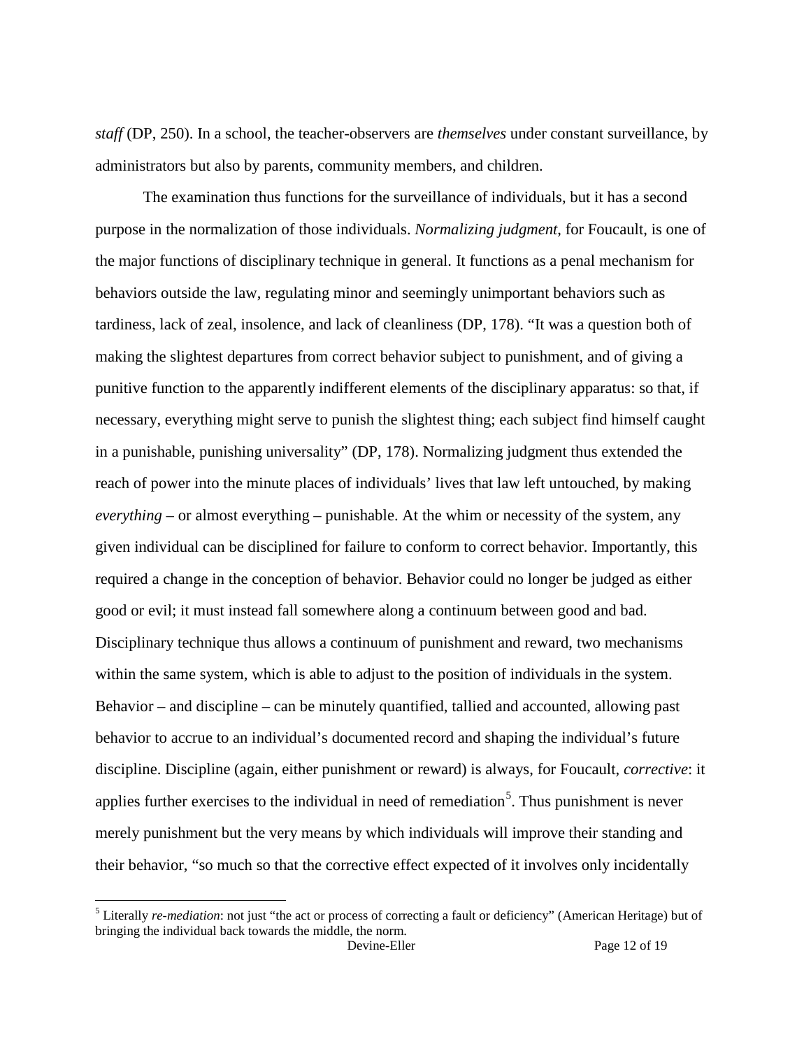*staff* (DP, 250). In a school, the teacher-observers are *themselves* under constant surveillance, by administrators but also by parents, community members, and children.

The examination thus functions for the surveillance of individuals, but it has a second purpose in the normalization of those individuals. *Normalizing judgment*, for Foucault, is one of the major functions of disciplinary technique in general. It functions as a penal mechanism for behaviors outside the law, regulating minor and seemingly unimportant behaviors such as tardiness, lack of zeal, insolence, and lack of cleanliness (DP, 178). "It was a question both of making the slightest departures from correct behavior subject to punishment, and of giving a punitive function to the apparently indifferent elements of the disciplinary apparatus: so that, if necessary, everything might serve to punish the slightest thing; each subject find himself caught in a punishable, punishing universality" (DP, 178). Normalizing judgment thus extended the reach of power into the minute places of individuals' lives that law left untouched, by making *everything* – or almost everything – punishable. At the whim or necessity of the system, any given individual can be disciplined for failure to conform to correct behavior. Importantly, this required a change in the conception of behavior. Behavior could no longer be judged as either good or evil; it must instead fall somewhere along a continuum between good and bad. Disciplinary technique thus allows a continuum of punishment and reward, two mechanisms within the same system, which is able to adjust to the position of individuals in the system. Behavior – and discipline – can be minutely quantified, tallied and accounted, allowing past behavior to accrue to an individual's documented record and shaping the individual's future discipline. Discipline (again, either punishment or reward) is always, for Foucault, *corrective*: it applies further exercises to the individual in need of remediation[5]. Thus punishment is never merely punishment but the very means by which individuals will improve their standing and their behavior, "so much so that the corrective effect expected of it involves only incidentally

---

[5] Literally *re-mediation*: not just "the act or process of correcting a fault or deficiency" (American Heritage) but of bringing the individual back towards the middle, the norm.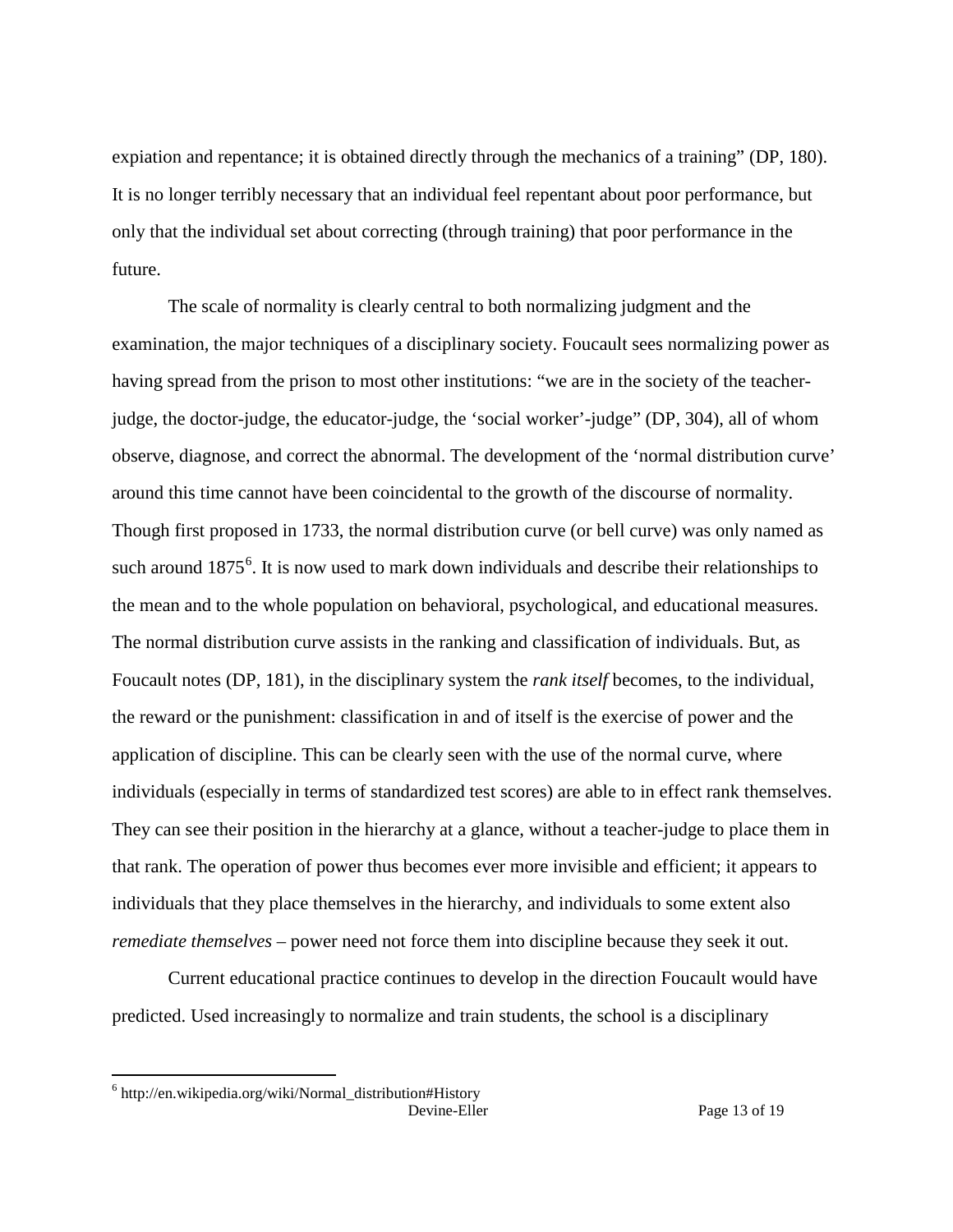expiation and repentance; it is obtained directly through the mechanics of a training" (DP, 180). It is no longer terribly necessary that an individual feel repentant about poor performance, but only that the individual set about correcting (through training) that poor performance in the future.

The scale of normality is clearly central to both normalizing judgment and the examination, the major techniques of a disciplinary society. Foucault sees normalizing power as having spread from the prison to most other institutions: "we are in the society of the teacher-judge, the doctor-judge, the educator-judge, the 'social worker'-judge" (DP, 304), all of whom observe, diagnose, and correct the abnormal. The development of the 'normal distribution curve' around this time cannot have been coincidental to the growth of the discourse of normality. Though first proposed in 1733, the normal distribution curve (or bell curve) was only named as such around 1875[6]. It is now used to mark down individuals and describe their relationships to the mean and to the whole population on behavioral, psychological, and educational measures. The normal distribution curve assists in the ranking and classification of individuals. But, as Foucault notes (DP, 181), in the disciplinary system the *rank itself* becomes, to the individual, the reward or the punishment: classification in and of itself is the exercise of power and the application of discipline. This can be clearly seen with the use of the normal curve, where individuals (especially in terms of standardized test scores) are able to in effect rank themselves. They can see their position in the hierarchy at a glance, without a teacher-judge to place them in that rank. The operation of power thus becomes ever more invisible and efficient; it appears to individuals that they place themselves in the hierarchy, and individuals to some extent also *remediate themselves* – power need not force them into discipline because they seek it out.

Current educational practice continues to develop in the direction Foucault would have predicted. Used increasingly to normalize and train students, the school is a disciplinary

[6] http://en.wikipedia.org/wiki/Normal_distribution#History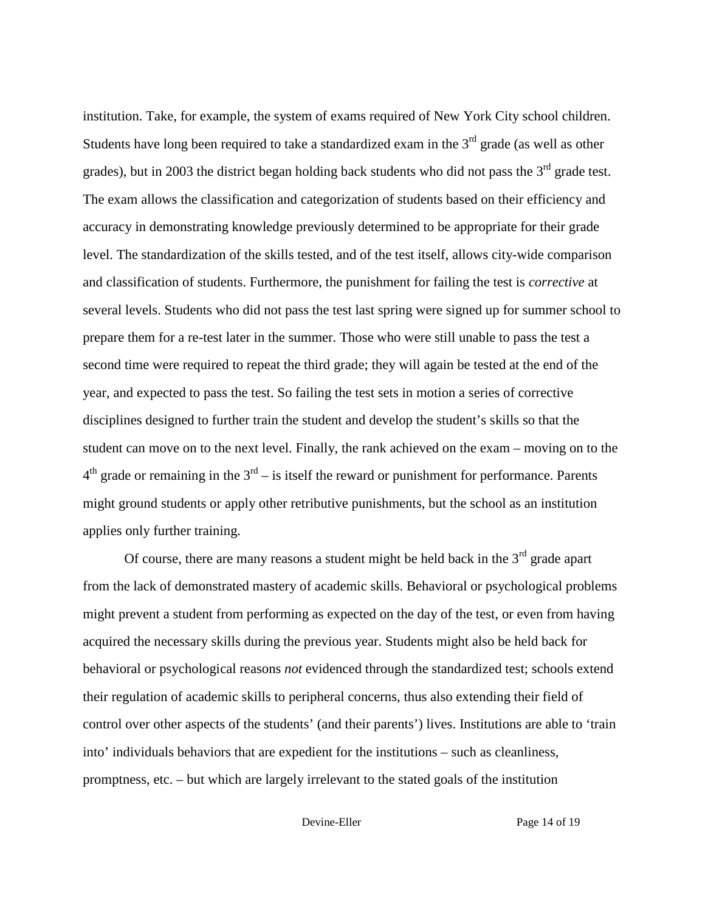institution. Take, for example, the system of exams required of New York City school children. Students have long been required to take a standardized exam in the 3rd grade (as well as other grades), but in 2003 the district began holding back students who did not pass the 3rd grade test. The exam allows the classification and categorization of students based on their efficiency and accuracy in demonstrating knowledge previously determined to be appropriate for their grade level. The standardization of the skills tested, and of the test itself, allows city-wide comparison and classification of students. Furthermore, the punishment for failing the test is *corrective* at several levels. Students who did not pass the test last spring were signed up for summer school to prepare them for a re-test later in the summer. Those who were still unable to pass the test a second time were required to repeat the third grade; they will again be tested at the end of the year, and expected to pass the test. So failing the test sets in motion a series of corrective disciplines designed to further train the student and develop the student's skills so that the student can move on to the next level. Finally, the rank achieved on the exam – moving on to the 4th grade or remaining in the 3rd – is itself the reward or punishment for performance. Parents might ground students or apply other retributive punishments, but the school as an institution applies only further training.

Of course, there are many reasons a student might be held back in the 3rd grade apart from the lack of demonstrated mastery of academic skills. Behavioral or psychological problems might prevent a student from performing as expected on the day of the test, or even from having acquired the necessary skills during the previous year. Students might also be held back for behavioral or psychological reasons *not* evidenced through the standardized test; schools extend their regulation of academic skills to peripheral concerns, thus also extending their field of control over other aspects of the students' (and their parents') lives. Institutions are able to 'train into' individuals behaviors that are expedient for the institutions – such as cleanliness, promptness, etc. – but which are largely irrelevant to the stated goals of the institution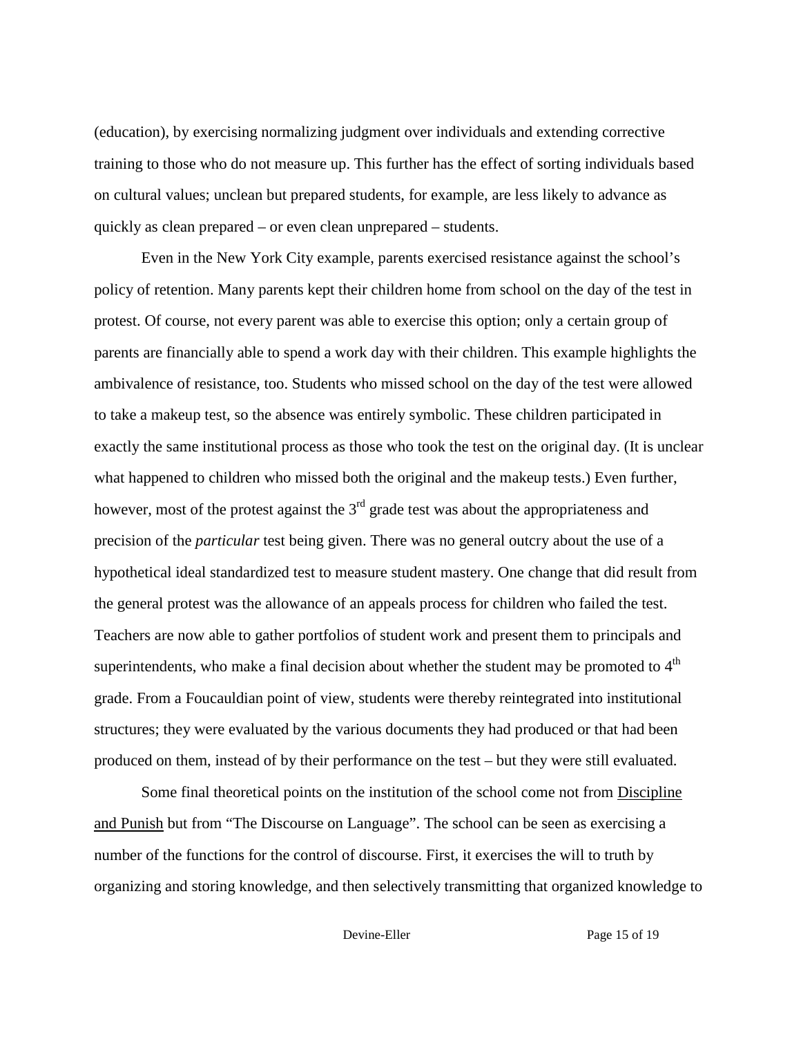(education), by exercising normalizing judgment over individuals and extending corrective training to those who do not measure up. This further has the effect of sorting individuals based on cultural values; unclean but prepared students, for example, are less likely to advance as quickly as clean prepared – or even clean unprepared – students.

Even in the New York City example, parents exercised resistance against the school's policy of retention. Many parents kept their children home from school on the day of the test in protest. Of course, not every parent was able to exercise this option; only a certain group of parents are financially able to spend a work day with their children. This example highlights the ambivalence of resistance, too. Students who missed school on the day of the test were allowed to take a makeup test, so the absence was entirely symbolic. These children participated in exactly the same institutional process as those who took the test on the original day. (It is unclear what happened to children who missed both the original and the makeup tests.) Even further, however, most of the protest against the 3rd grade test was about the appropriateness and precision of the *particular* test being given. There was no general outcry about the use of a hypothetical ideal standardized test to measure student mastery. One change that did result from the general protest was the allowance of an appeals process for children who failed the test. Teachers are now able to gather portfolios of student work and present them to principals and superintendents, who make a final decision about whether the student may be promoted to 4th grade. From a Foucauldian point of view, students were thereby reintegrated into institutional structures; they were evaluated by the various documents they had produced or that had been produced on them, instead of by their performance on the test – but they were still evaluated.

Some final theoretical points on the institution of the school come not from Discipline and Punish but from "The Discourse on Language". The school can be seen as exercising a number of the functions for the control of discourse. First, it exercises the will to truth by organizing and storing knowledge, and then selectively transmitting that organized knowledge to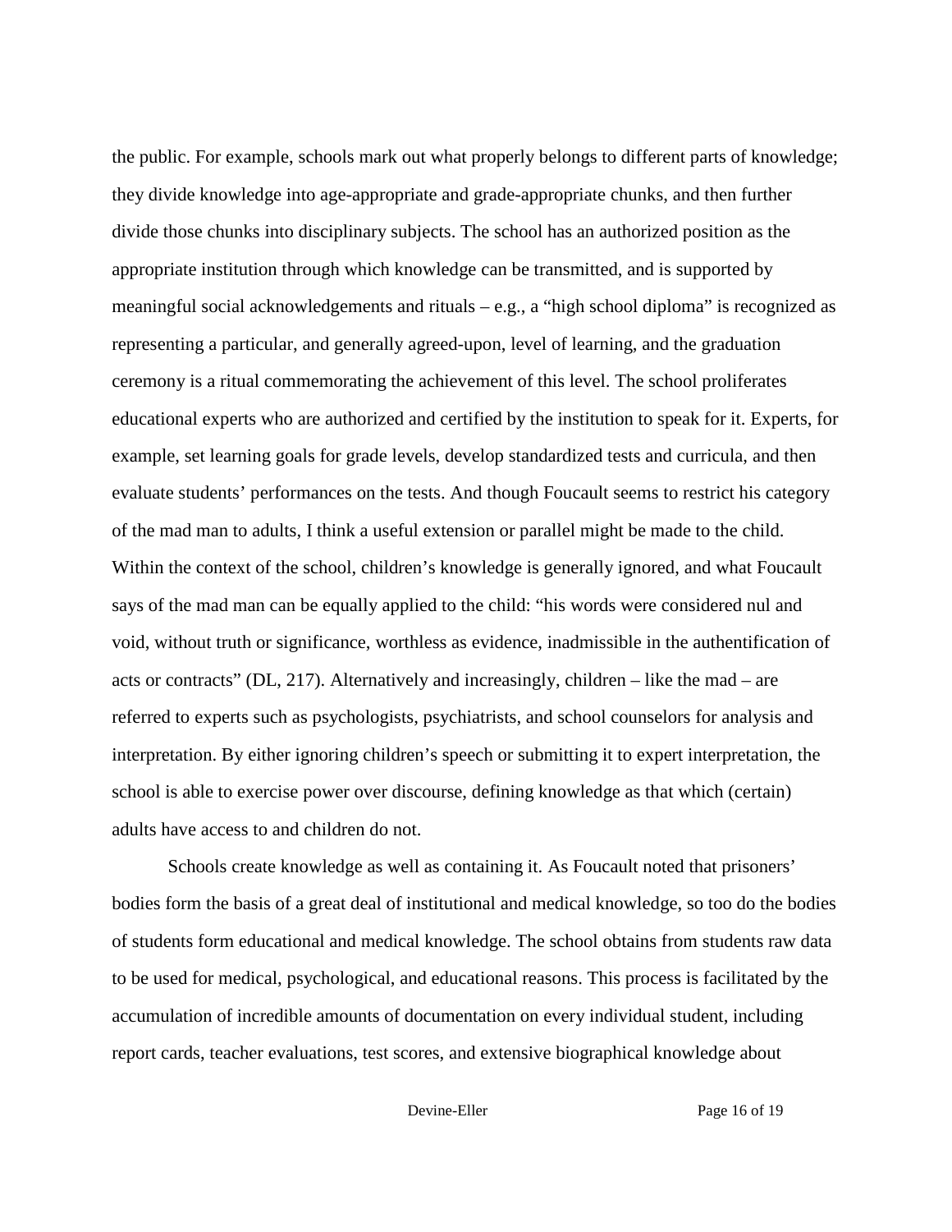the public. For example, schools mark out what properly belongs to different parts of knowledge; they divide knowledge into age-appropriate and grade-appropriate chunks, and then further divide those chunks into disciplinary subjects. The school has an authorized position as the appropriate institution through which knowledge can be transmitted, and is supported by meaningful social acknowledgements and rituals – e.g., a "high school diploma" is recognized as representing a particular, and generally agreed-upon, level of learning, and the graduation ceremony is a ritual commemorating the achievement of this level. The school proliferates educational experts who are authorized and certified by the institution to speak for it. Experts, for example, set learning goals for grade levels, develop standardized tests and curricula, and then evaluate students' performances on the tests. And though Foucault seems to restrict his category of the mad man to adults, I think a useful extension or parallel might be made to the child. Within the context of the school, children's knowledge is generally ignored, and what Foucault says of the mad man can be equally applied to the child: "his words were considered nul and void, without truth or significance, worthless as evidence, inadmissible in the authentification of acts or contracts" (DL, 217). Alternatively and increasingly, children – like the mad – are referred to experts such as psychologists, psychiatrists, and school counselors for analysis and interpretation. By either ignoring children's speech or submitting it to expert interpretation, the school is able to exercise power over discourse, defining knowledge as that which (certain) adults have access to and children do not.

Schools create knowledge as well as containing it. As Foucault noted that prisoners' bodies form the basis of a great deal of institutional and medical knowledge, so too do the bodies of students form educational and medical knowledge. The school obtains from students raw data to be used for medical, psychological, and educational reasons. This process is facilitated by the accumulation of incredible amounts of documentation on every individual student, including report cards, teacher evaluations, test scores, and extensive biographical knowledge about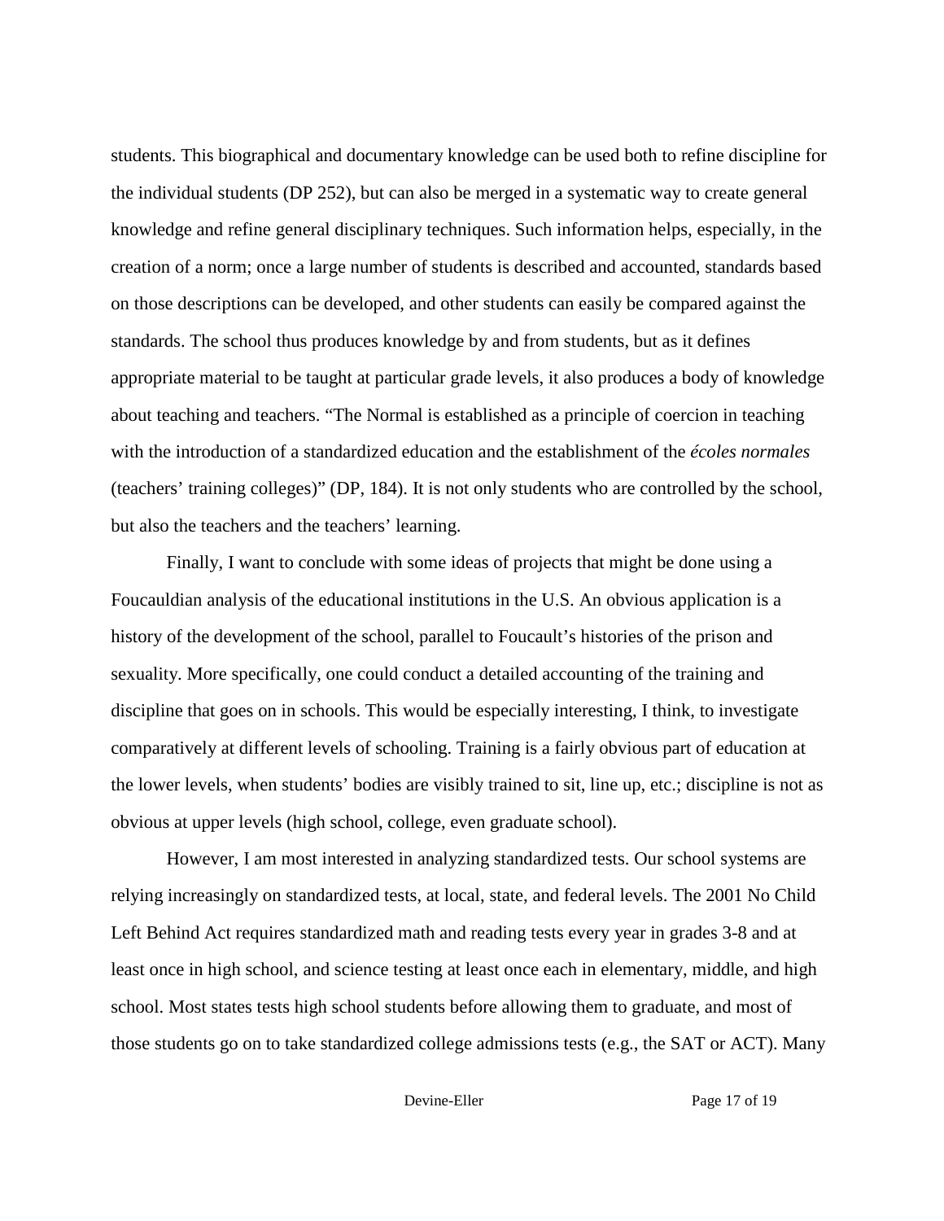students. This biographical and documentary knowledge can be used both to refine discipline for the individual students (DP 252), but can also be merged in a systematic way to create general knowledge and refine general disciplinary techniques. Such information helps, especially, in the creation of a norm; once a large number of students is described and accounted, standards based on those descriptions can be developed, and other students can easily be compared against the standards. The school thus produces knowledge by and from students, but as it defines appropriate material to be taught at particular grade levels, it also produces a body of knowledge about teaching and teachers. "The Normal is established as a principle of coercion in teaching with the introduction of a standardized education and the establishment of the *écoles normales* (teachers' training colleges)" (DP, 184). It is not only students who are controlled by the school, but also the teachers and the teachers' learning.

Finally, I want to conclude with some ideas of projects that might be done using a Foucauldian analysis of the educational institutions in the U.S. An obvious application is a history of the development of the school, parallel to Foucault's histories of the prison and sexuality. More specifically, one could conduct a detailed accounting of the training and discipline that goes on in schools. This would be especially interesting, I think, to investigate comparatively at different levels of schooling. Training is a fairly obvious part of education at the lower levels, when students' bodies are visibly trained to sit, line up, etc.; discipline is not as obvious at upper levels (high school, college, even graduate school).

However, I am most interested in analyzing standardized tests. Our school systems are relying increasingly on standardized tests, at local, state, and federal levels. The 2001 No Child Left Behind Act requires standardized math and reading tests every year in grades 3-8 and at least once in high school, and science testing at least once each in elementary, middle, and high school. Most states tests high school students before allowing them to graduate, and most of those students go on to take standardized college admissions tests (e.g., the SAT or ACT). Many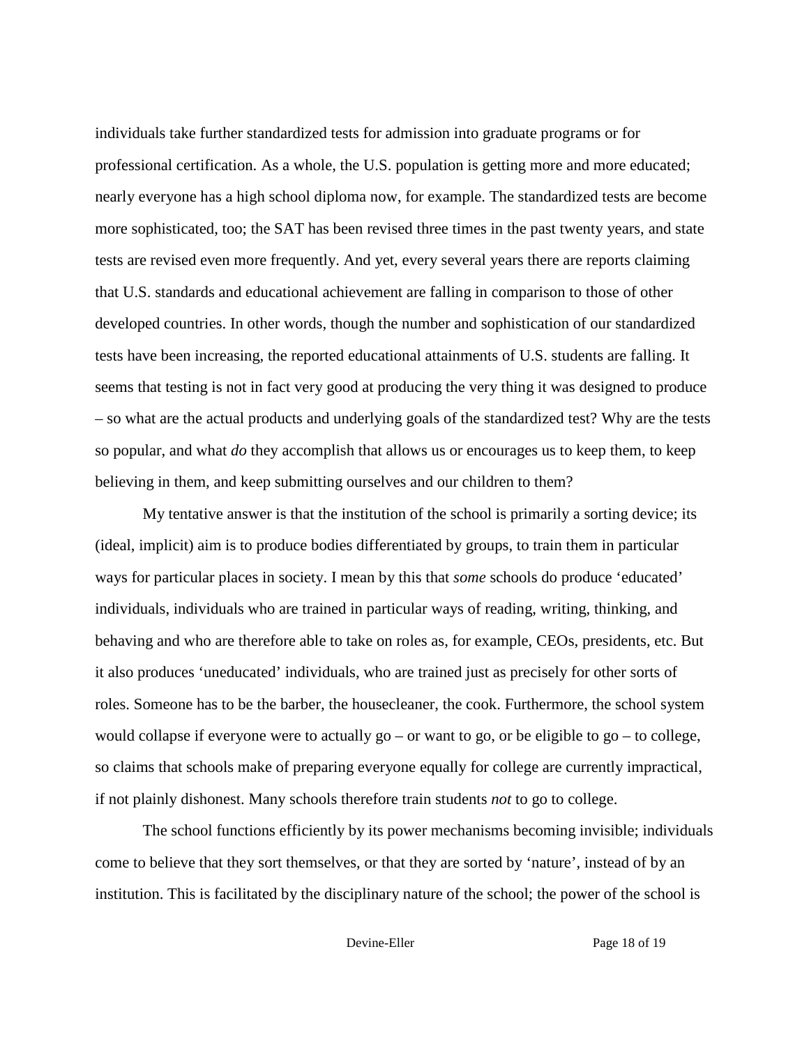individuals take further standardized tests for admission into graduate programs or for professional certification. As a whole, the U.S. population is getting more and more educated; nearly everyone has a high school diploma now, for example. The standardized tests are become more sophisticated, too; the SAT has been revised three times in the past twenty years, and state tests are revised even more frequently. And yet, every several years there are reports claiming that U.S. standards and educational achievement are falling in comparison to those of other developed countries. In other words, though the number and sophistication of our standardized tests have been increasing, the reported educational attainments of U.S. students are falling. It seems that testing is not in fact very good at producing the very thing it was designed to produce – so what are the actual products and underlying goals of the standardized test? Why are the tests so popular, and what *do* they accomplish that allows us or encourages us to keep them, to keep believing in them, and keep submitting ourselves and our children to them?

My tentative answer is that the institution of the school is primarily a sorting device; its (ideal, implicit) aim is to produce bodies differentiated by groups, to train them in particular ways for particular places in society. I mean by this that *some* schools do produce 'educated' individuals, individuals who are trained in particular ways of reading, writing, thinking, and behaving and who are therefore able to take on roles as, for example, CEOs, presidents, etc. But it also produces 'uneducated' individuals, who are trained just as precisely for other sorts of roles. Someone has to be the barber, the housecleaner, the cook. Furthermore, the school system would collapse if everyone were to actually go – or want to go, or be eligible to go – to college, so claims that schools make of preparing everyone equally for college are currently impractical, if not plainly dishonest. Many schools therefore train students *not* to go to college.

The school functions efficiently by its power mechanisms becoming invisible; individuals come to believe that they sort themselves, or that they are sorted by 'nature', instead of by an institution. This is facilitated by the disciplinary nature of the school; the power of the school is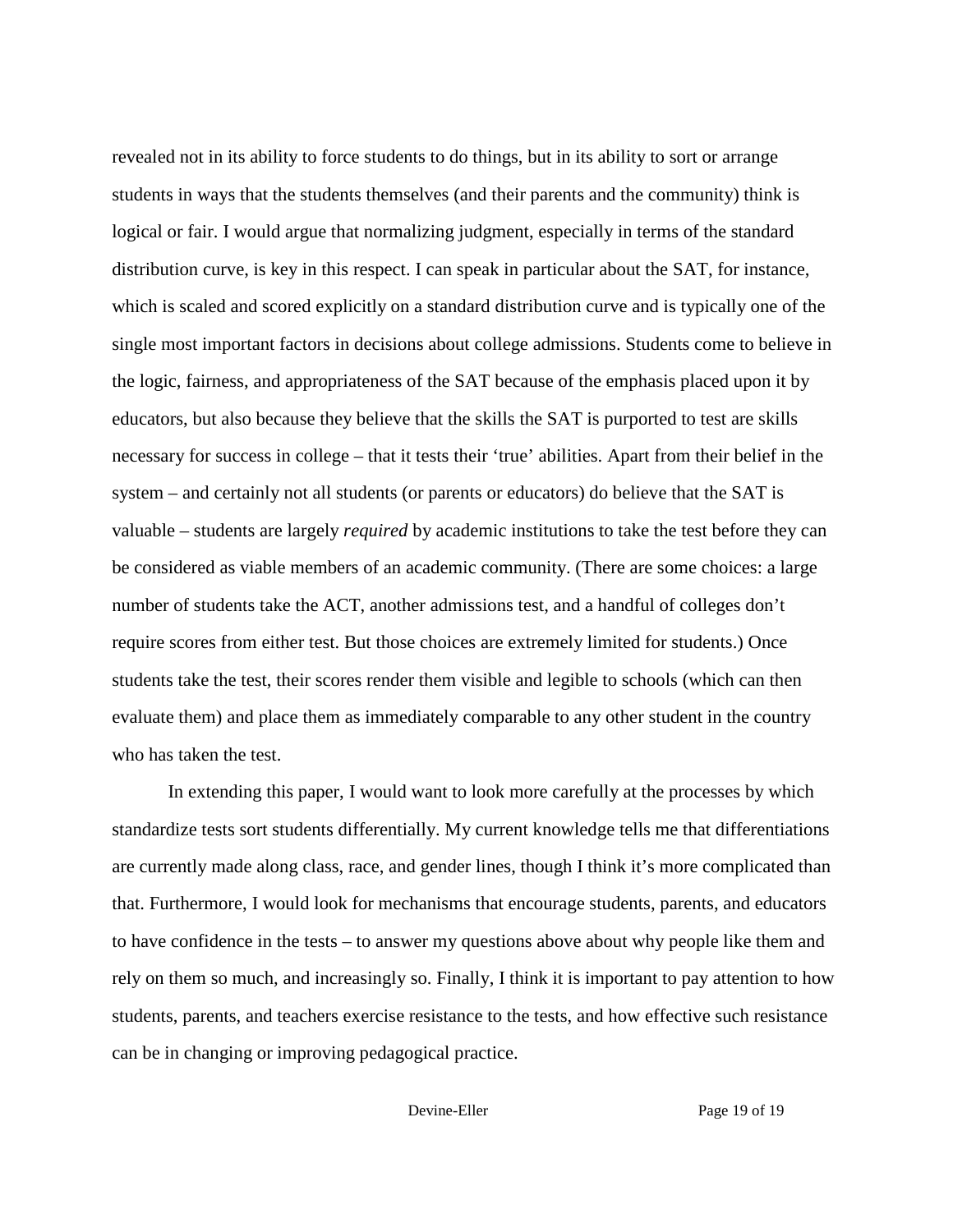revealed not in its ability to force students to do things, but in its ability to sort or arrange students in ways that the students themselves (and their parents and the community) think is logical or fair. I would argue that normalizing judgment, especially in terms of the standard distribution curve, is key in this respect. I can speak in particular about the SAT, for instance, which is scaled and scored explicitly on a standard distribution curve and is typically one of the single most important factors in decisions about college admissions. Students come to believe in the logic, fairness, and appropriateness of the SAT because of the emphasis placed upon it by educators, but also because they believe that the skills the SAT is purported to test are skills necessary for success in college – that it tests their 'true' abilities. Apart from their belief in the system – and certainly not all students (or parents or educators) do believe that the SAT is valuable – students are largely *required* by academic institutions to take the test before they can be considered as viable members of an academic community. (There are some choices: a large number of students take the ACT, another admissions test, and a handful of colleges don't require scores from either test. But those choices are extremely limited for students.) Once students take the test, their scores render them visible and legible to schools (which can then evaluate them) and place them as immediately comparable to any other student in the country who has taken the test.

In extending this paper, I would want to look more carefully at the processes by which standardize tests sort students differentially. My current knowledge tells me that differentiations are currently made along class, race, and gender lines, though I think it's more complicated than that. Furthermore, I would look for mechanisms that encourage students, parents, and educators to have confidence in the tests – to answer my questions above about why people like them and rely on them so much, and increasingly so. Finally, I think it is important to pay attention to how students, parents, and teachers exercise resistance to the tests, and how effective such resistance can be in changing or improving pedagogical practice.